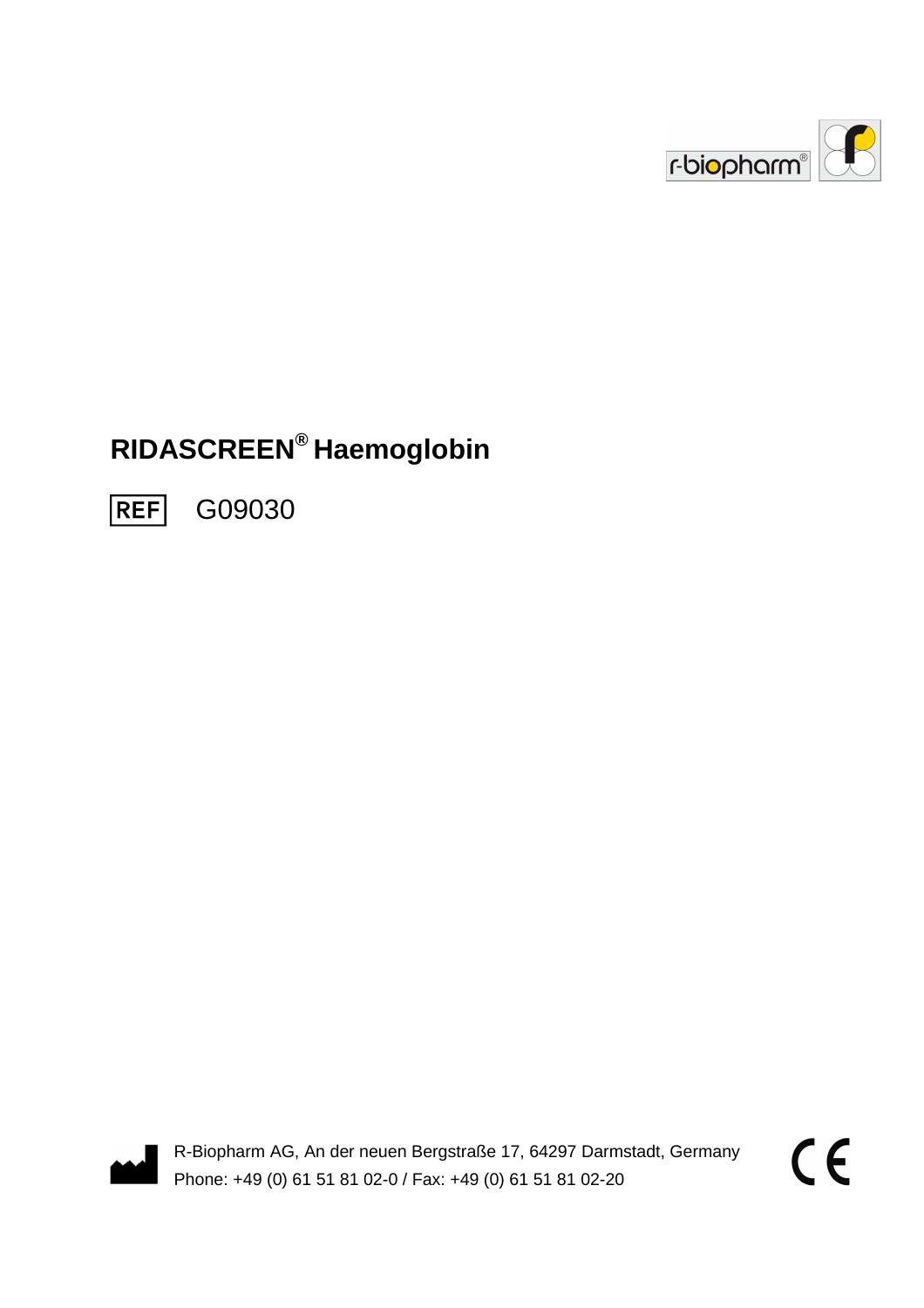r-biopharm®

# RIDASCREEN® Haemoglobin

REF G09030

R-Biopharm AG, An der neuen Bergstraße 17, 64297 Darmstadt, Germany
Phone: +49 (0) 61 51 81 02-0 / Fax: +49 (0) 61 51 81 02-20

CE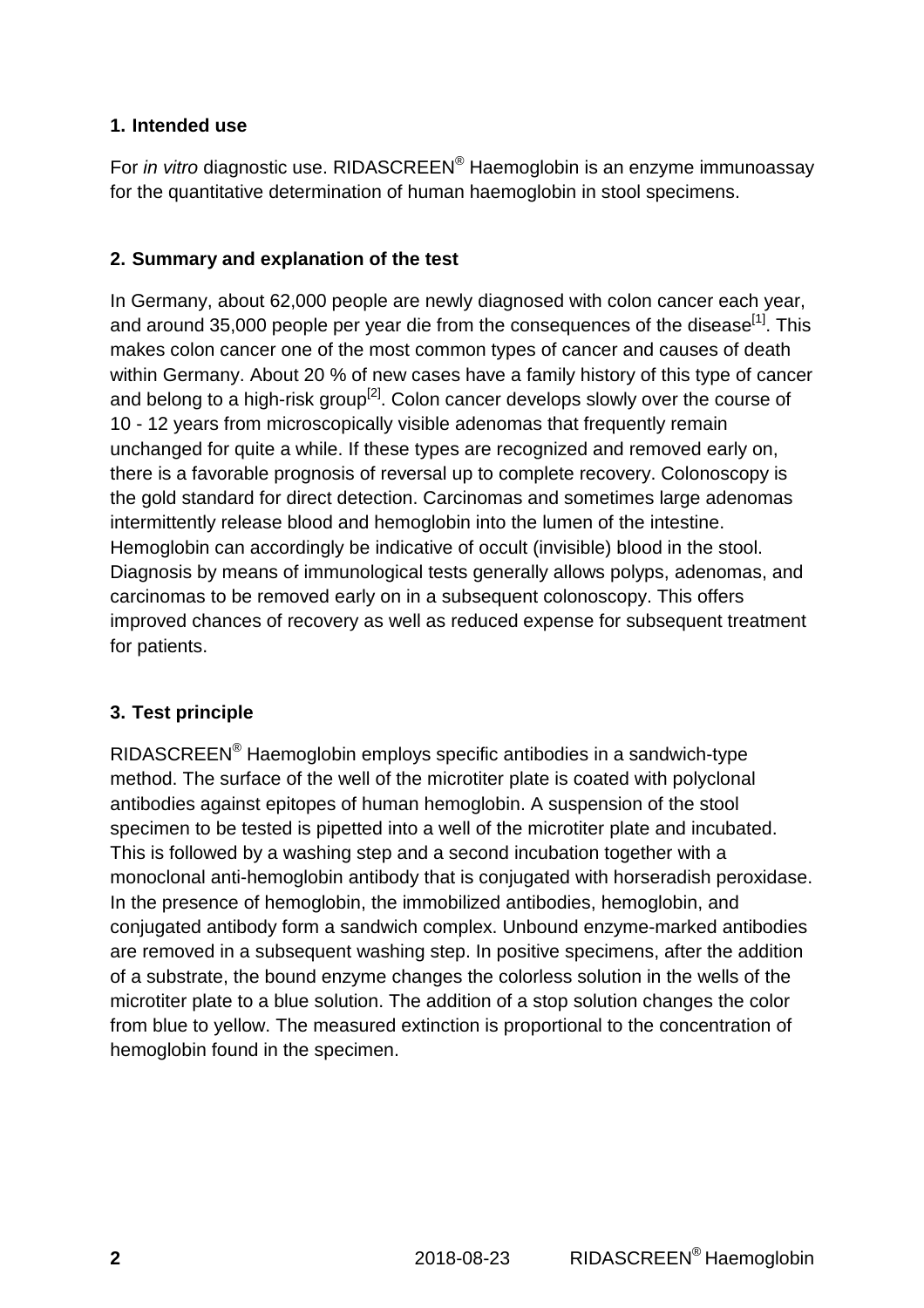## 1. Intended use

For *in vitro* diagnostic use. RIDASCREEN® Haemoglobin is an enzyme immunoassay for the quantitative determination of human haemoglobin in stool specimens.

## 2. Summary and explanation of the test

In Germany, about 62,000 people are newly diagnosed with colon cancer each year, and around 35,000 people per year die from the consequences of the disease[1]. This makes colon cancer one of the most common types of cancer and causes of death within Germany. About 20 % of new cases have a family history of this type of cancer and belong to a high-risk group[2]. Colon cancer develops slowly over the course of 10 - 12 years from microscopically visible adenomas that frequently remain unchanged for quite a while. If these types are recognized and removed early on, there is a favorable prognosis of reversal up to complete recovery. Colonoscopy is the gold standard for direct detection. Carcinomas and sometimes large adenomas intermittently release blood and hemoglobin into the lumen of the intestine. Hemoglobin can accordingly be indicative of occult (invisible) blood in the stool. Diagnosis by means of immunological tests generally allows polyps, adenomas, and carcinomas to be removed early on in a subsequent colonoscopy. This offers improved chances of recovery as well as reduced expense for subsequent treatment for patients.

## 3. Test principle

RIDASCREEN® Haemoglobin employs specific antibodies in a sandwich-type method. The surface of the well of the microtiter plate is coated with polyclonal antibodies against epitopes of human hemoglobin. A suspension of the stool specimen to be tested is pipetted into a well of the microtiter plate and incubated. This is followed by a washing step and a second incubation together with a monoclonal anti-hemoglobin antibody that is conjugated with horseradish peroxidase. In the presence of hemoglobin, the immobilized antibodies, hemoglobin, and conjugated antibody form a sandwich complex. Unbound enzyme-marked antibodies are removed in a subsequent washing step. In positive specimens, after the addition of a substrate, the bound enzyme changes the colorless solution in the wells of the microtiter plate to a blue solution. The addition of a stop solution changes the color from blue to yellow. The measured extinction is proportional to the concentration of hemoglobin found in the specimen.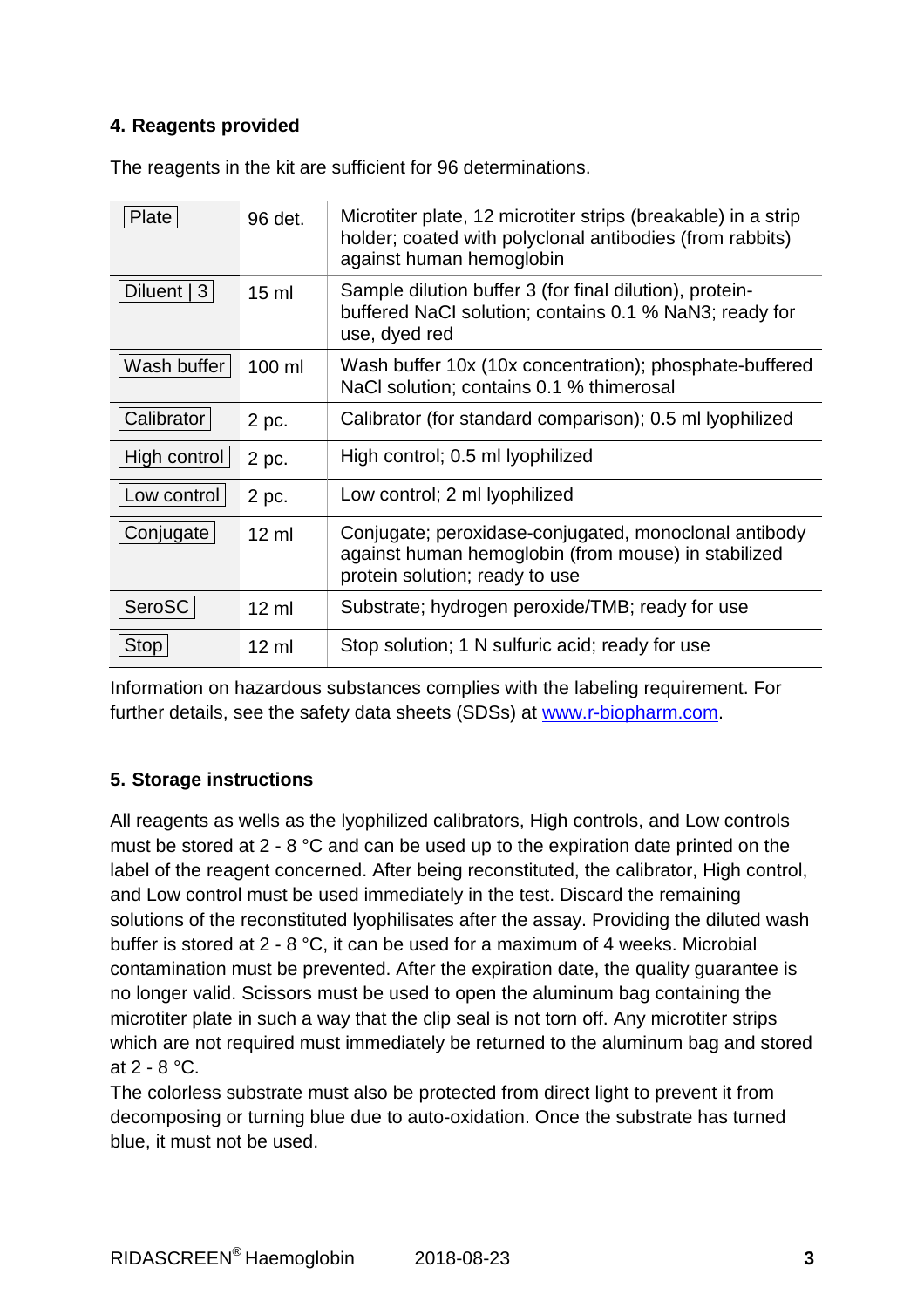## 4. Reagents provided

The reagents in the kit are sufficient for 96 determinations.

| | | |
|---|---|---|
| Plate | 96 det. | Microtiter plate, 12 microtiter strips (breakable) in a strip holder; coated with polyclonal antibodies (from rabbits) against human hemoglobin |
| Diluent \| 3 | 15 ml | Sample dilution buffer 3 (for final dilution), protein-buffered NaCl solution; contains 0.1 % NaN3; ready for use, dyed red |
| Wash buffer | 100 ml | Wash buffer 10x (10x concentration); phosphate-buffered NaCl solution; contains 0.1 % thimerosal |
| Calibrator | 2 pc. | Calibrator (for standard comparison); 0.5 ml lyophilized |
| High control | 2 pc. | High control; 0.5 ml lyophilized |
| Low control | 2 pc. | Low control; 2 ml lyophilized |
| Conjugate | 12 ml | Conjugate; peroxidase-conjugated, monoclonal antibody against human hemoglobin (from mouse) in stabilized protein solution; ready to use |
| SeroSC | 12 ml | Substrate; hydrogen peroxide/TMB; ready for use |
| Stop | 12 ml | Stop solution; 1 N sulfuric acid; ready for use |

Information on hazardous substances complies with the labeling requirement. For further details, see the safety data sheets (SDSs) at www.r-biopharm.com.

## 5. Storage instructions

All reagents as well as the lyophilized calibrators, High controls, and Low controls must be stored at 2 - 8 °C and can be used up to the expiration date printed on the label of the reagent concerned. After being reconstituted, the calibrator, High control, and Low control must be used immediately in the test. Discard the remaining solutions of the reconstituted lyophilisates after the assay. Providing the diluted wash buffer is stored at 2 - 8 °C, it can be used for a maximum of 4 weeks. Microbial contamination must be prevented. After the expiration date, the quality guarantee is no longer valid. Scissors must be used to open the aluminum bag containing the microtiter plate in such a way that the clip seal is not torn off. Any microtiter strips which are not required must immediately be returned to the aluminum bag and stored at 2 - 8 °C.

The colorless substrate must also be protected from direct light to prevent it from decomposing or turning blue due to auto-oxidation. Once the substrate has turned blue, it must not be used.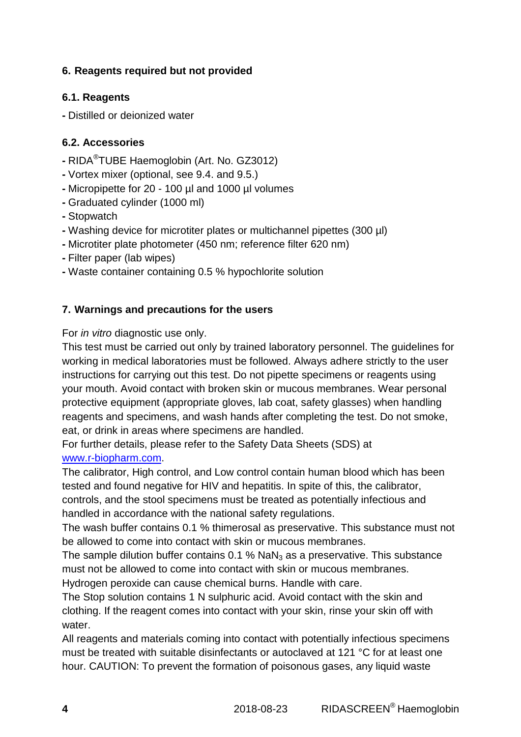## 6. Reagents required but not provided

### 6.1. Reagents

- Distilled or deionized water

### 6.2. Accessories

- RIDA®TUBE Haemoglobin (Art. No. GZ3012)
- Vortex mixer (optional, see 9.4. and 9.5.)
- Micropipette for 20 - 100 µl and 1000 µl volumes
- Graduated cylinder (1000 ml)
- Stopwatch
- Washing device for microtiter plates or multichannel pipettes (300 µl)
- Microtiter plate photometer (450 nm; reference filter 620 nm)
- Filter paper (lab wipes)
- Waste container containing 0.5 % hypochlorite solution

## 7. Warnings and precautions for the users

For *in vitro* diagnostic use only.
This test must be carried out only by trained laboratory personnel. The guidelines for working in medical laboratories must be followed. Always adhere strictly to the user instructions for carrying out this test. Do not pipette specimens or reagents using your mouth. Avoid contact with broken skin or mucous membranes. Wear personal protective equipment (appropriate gloves, lab coat, safety glasses) when handling reagents and specimens, and wash hands after completing the test. Do not smoke, eat, or drink in areas where specimens are handled.
For further details, please refer to the Safety Data Sheets (SDS) at www.r-biopharm.com.
The calibrator, High control, and Low control contain human blood which has been tested and found negative for HIV and hepatitis. In spite of this, the calibrator, controls, and the stool specimens must be treated as potentially infectious and handled in accordance with the national safety regulations.
The wash buffer contains 0.1 % thimerosal as preservative. This substance must not be allowed to come into contact with skin or mucous membranes.
The sample dilution buffer contains 0.1 % $NaN_3$ as a preservative. This substance must not be allowed to come into contact with skin or mucous membranes.
Hydrogen peroxide can cause chemical burns. Handle with care.
The Stop solution contains 1 N sulphuric acid. Avoid contact with the skin and clothing. If the reagent comes into contact with your skin, rinse your skin off with water.
All reagents and materials coming into contact with potentially infectious specimens must be treated with suitable disinfectants or autoclaved at 121 °C for at least one hour. CAUTION: To prevent the formation of poisonous gases, any liquid waste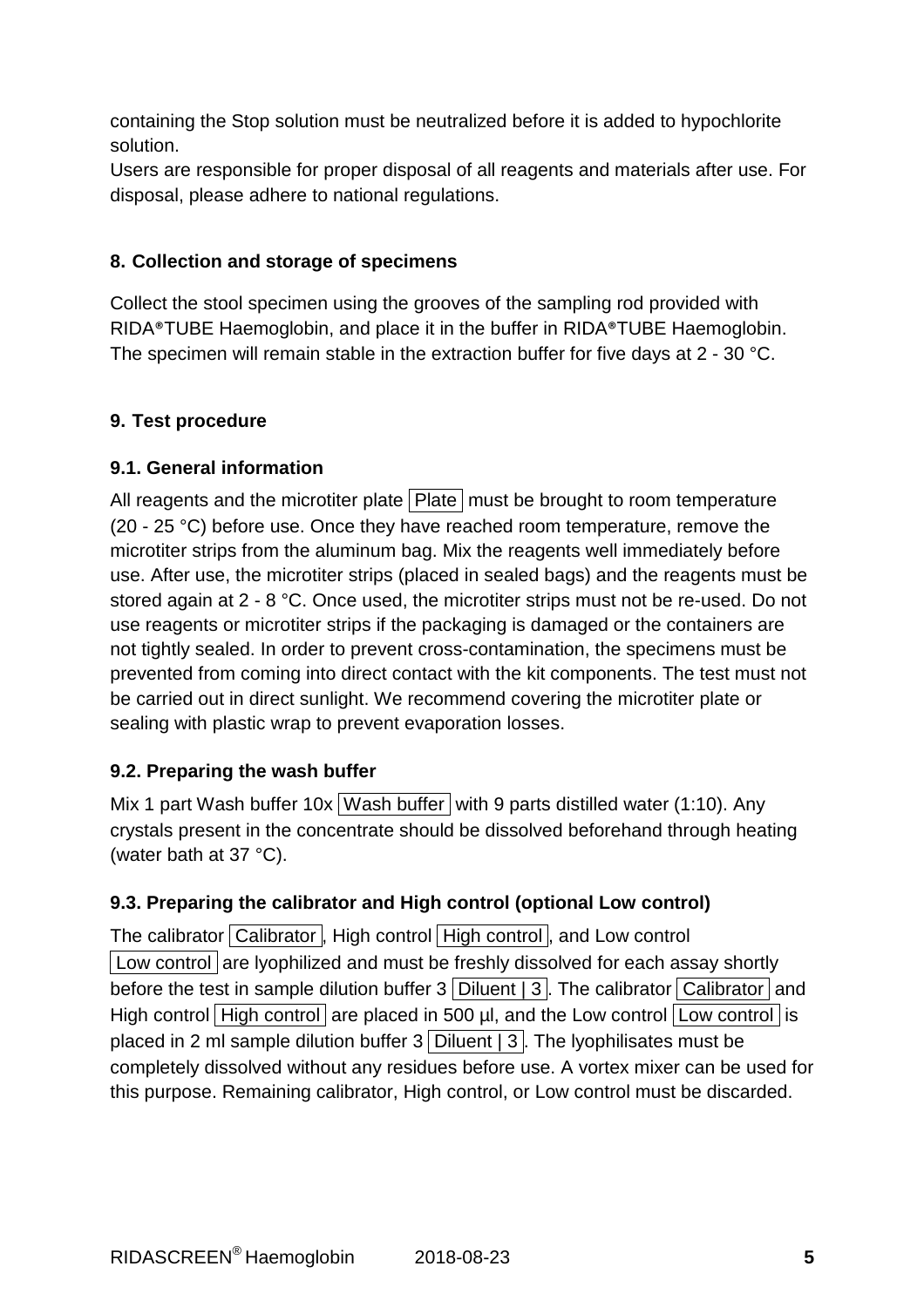containing the Stop solution must be neutralized before it is added to hypochlorite solution.
Users are responsible for proper disposal of all reagents and materials after use. For disposal, please adhere to national regulations.

## 8. Collection and storage of specimens

Collect the stool specimen using the grooves of the sampling rod provided with RIDA®TUBE Haemoglobin, and place it in the buffer in RIDA®TUBE Haemoglobin. The specimen will remain stable in the extraction buffer for five days at 2 - 30 °C.

## 9. Test procedure

### 9.1. General information

All reagents and the microtiter plate Plate must be brought to room temperature (20 - 25 °C) before use. Once they have reached room temperature, remove the microtiter strips from the aluminum bag. Mix the reagents well immediately before use. After use, the microtiter strips (placed in sealed bags) and the reagents must be stored again at 2 - 8 °C. Once used, the microtiter strips must not be re-used. Do not use reagents or microtiter strips if the packaging is damaged or the containers are not tightly sealed. In order to prevent cross-contamination, the specimens must be prevented from coming into direct contact with the kit components. The test must not be carried out in direct sunlight. We recommend covering the microtiter plate or sealing with plastic wrap to prevent evaporation losses.

### 9.2. Preparing the wash buffer

Mix 1 part Wash buffer 10x Wash buffer with 9 parts distilled water (1:10). Any crystals present in the concentrate should be dissolved beforehand through heating (water bath at 37 °C).

### 9.3. Preparing the calibrator and High control (optional Low control)

The calibrator Calibrator, High control High control, and Low control Low control are lyophilized and must be freshly dissolved for each assay shortly before the test in sample dilution buffer 3 Diluent | 3. The calibrator Calibrator and High control High control are placed in 500 µl, and the Low control Low control is placed in 2 ml sample dilution buffer 3 Diluent | 3. The lyophilisates must be completely dissolved without any residues before use. A vortex mixer can be used for this purpose. Remaining calibrator, High control, or Low control must be discarded.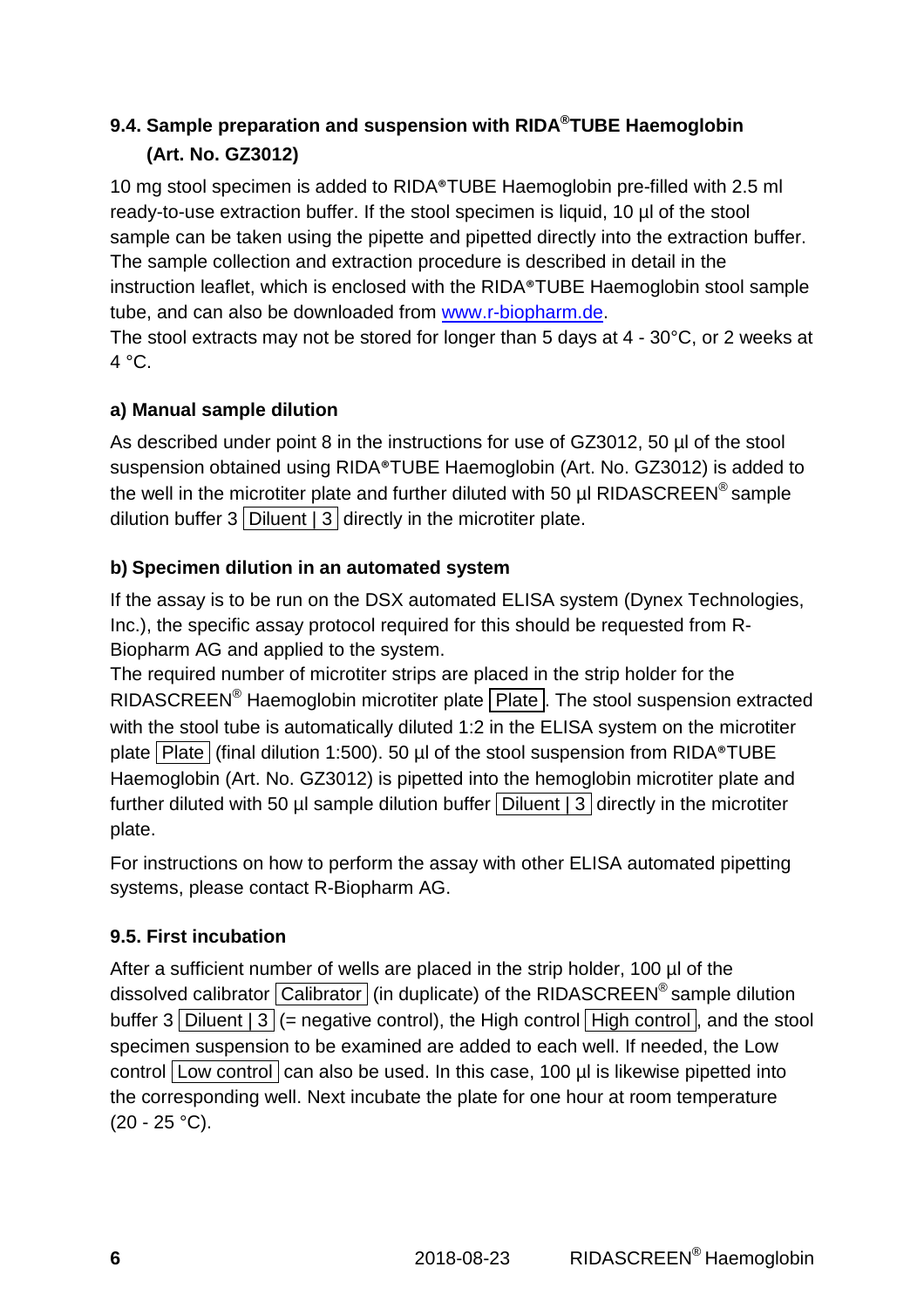### 9.4. Sample preparation and suspension with RIDA®TUBE Haemoglobin (Art. No. GZ3012)

10 mg stool specimen is added to RIDA®TUBE Haemoglobin pre-filled with 2.5 ml ready-to-use extraction buffer. If the stool specimen is liquid, 10 µl of the stool sample can be taken using the pipette and pipetted directly into the extraction buffer. The sample collection and extraction procedure is described in detail in the instruction leaflet, which is enclosed with the RIDA®TUBE Haemoglobin stool sample tube, and can also be downloaded from www.r-biopharm.de.
The stool extracts may not be stored for longer than 5 days at 4 - 30°C, or 2 weeks at 4 °C.

**a) Manual sample dilution**

As described under point 8 in the instructions for use of GZ3012, 50 µl of the stool suspension obtained using RIDA®TUBE Haemoglobin (Art. No. GZ3012) is added to the well in the microtiter plate and further diluted with 50 µl RIDASCREEN® sample dilution buffer 3 Diluent | 3 directly in the microtiter plate.

**b) Specimen dilution in an automated system**

If the assay is to be run on the DSX automated ELISA system (Dynex Technologies, Inc.), the specific assay protocol required for this should be requested from R-Biopharm AG and applied to the system.
The required number of microtiter strips are placed in the strip holder for the RIDASCREEN® Haemoglobin microtiter plate Plate. The stool suspension extracted with the stool tube is automatically diluted 1:2 in the ELISA system on the microtiter plate Plate (final dilution 1:500). 50 µl of the stool suspension from RIDA®TUBE Haemoglobin (Art. No. GZ3012) is pipetted into the hemoglobin microtiter plate and further diluted with 50 µl sample dilution buffer Diluent | 3 directly in the microtiter plate.

For instructions on how to perform the assay with other ELISA automated pipetting systems, please contact R-Biopharm AG.

### 9.5. First incubation

After a sufficient number of wells are placed in the strip holder, 100 µl of the dissolved calibrator Calibrator (in duplicate) of the RIDASCREEN® sample dilution buffer 3 Diluent | 3 (= negative control), the High control High control, and the stool specimen suspension to be examined are added to each well. If needed, the Low control Low control can also be used. In this case, 100 µl is likewise pipetted into the corresponding well. Next incubate the plate for one hour at room temperature (20 - 25 °C).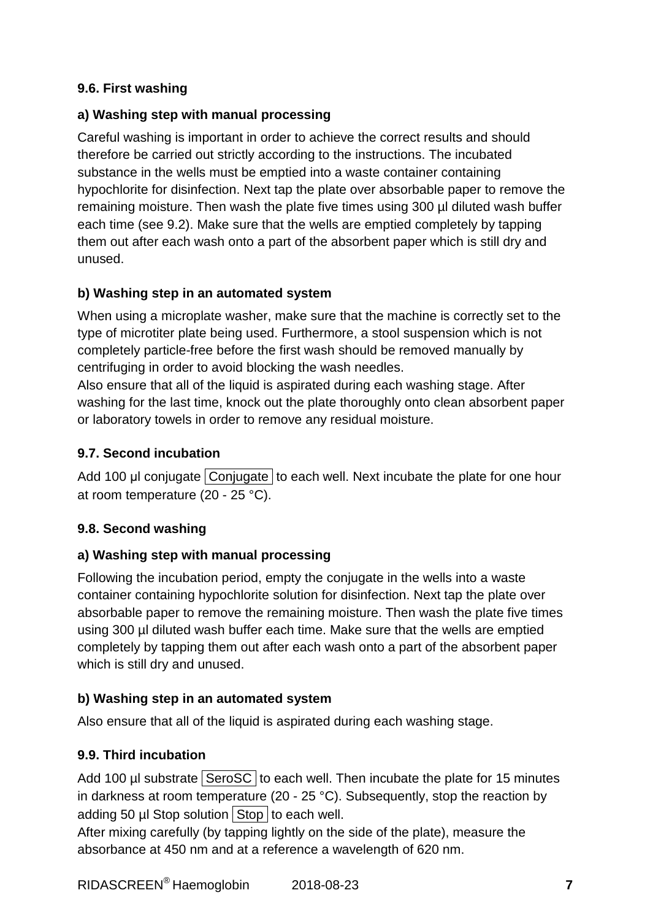### 9.6. First washing

#### a) Washing step with manual processing

Careful washing is important in order to achieve the correct results and should therefore be carried out strictly according to the instructions. The incubated substance in the wells must be emptied into a waste container containing hypochlorite for disinfection. Next tap the plate over absorbable paper to remove the remaining moisture. Then wash the plate five times using 300 µl diluted wash buffer each time (see 9.2). Make sure that the wells are emptied completely by tapping them out after each wash onto a part of the absorbent paper which is still dry and unused.

#### b) Washing step in an automated system

When using a microplate washer, make sure that the machine is correctly set to the type of microtiter plate being used. Furthermore, a stool suspension which is not completely particle-free before the first wash should be removed manually by centrifuging in order to avoid blocking the wash needles.
Also ensure that all of the liquid is aspirated during each washing stage. After washing for the last time, knock out the plate thoroughly onto clean absorbent paper or laboratory towels in order to remove any residual moisture.

### 9.7. Second incubation

Add 100 µl conjugate Conjugate to each well. Next incubate the plate for one hour at room temperature (20 - 25 °C).

### 9.8. Second washing

#### a) Washing step with manual processing

Following the incubation period, empty the conjugate in the wells into a waste container containing hypochlorite solution for disinfection. Next tap the plate over absorbable paper to remove the remaining moisture. Then wash the plate five times using 300 µl diluted wash buffer each time. Make sure that the wells are emptied completely by tapping them out after each wash onto a part of the absorbent paper which is still dry and unused.

#### b) Washing step in an automated system

Also ensure that all of the liquid is aspirated during each washing stage.

### 9.9. Third incubation

Add 100 µl substrate SeroSC to each well. Then incubate the plate for 15 minutes in darkness at room temperature (20 - 25 °C). Subsequently, stop the reaction by adding 50 µl Stop solution Stop to each well.
After mixing carefully (by tapping lightly on the side of the plate), measure the absorbance at 450 nm and at a reference a wavelength of 620 nm.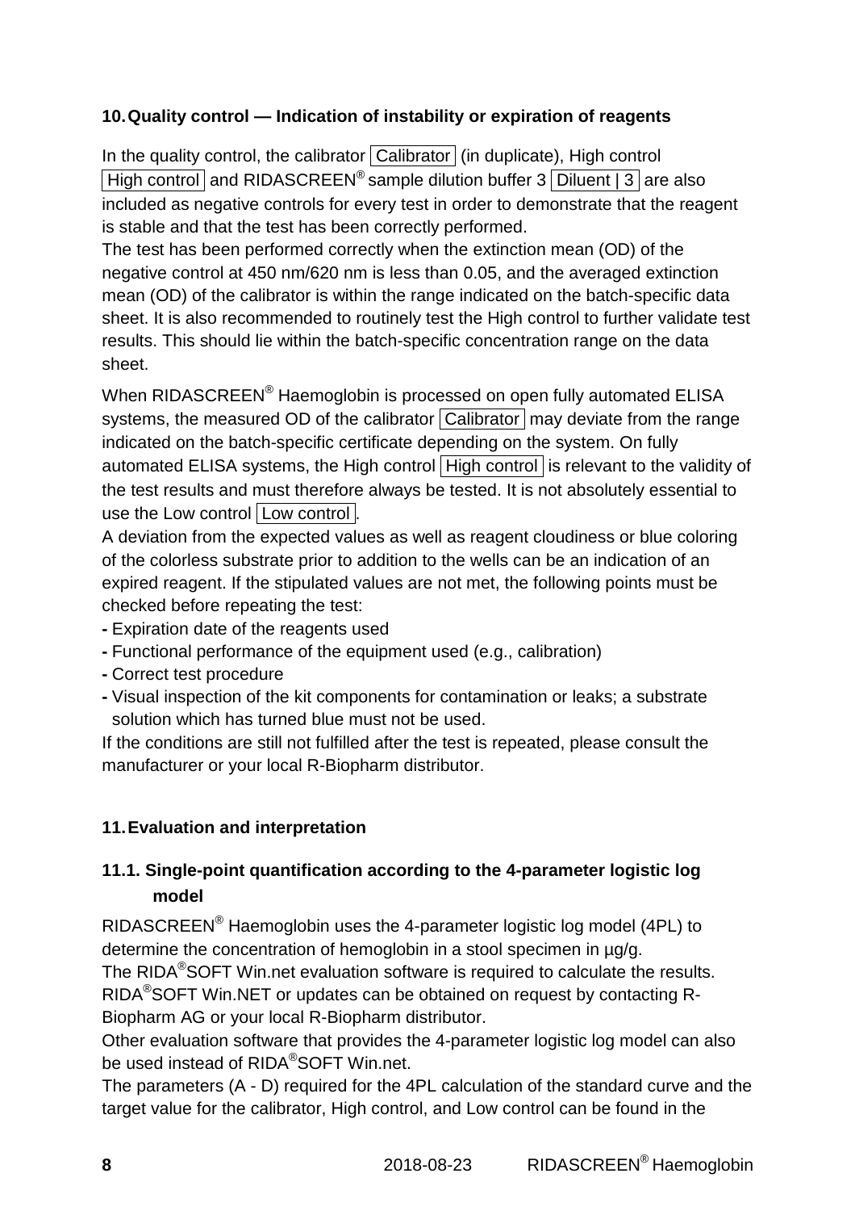## 10. Quality control — Indication of instability or expiration of reagents

In the quality control, the calibrator Calibrator (in duplicate), High control High control and RIDASCREEN® sample dilution buffer 3 Diluent | 3 are also included as negative controls for every test in order to demonstrate that the reagent is stable and that the test has been correctly performed.
The test has been performed correctly when the extinction mean (OD) of the negative control at 450 nm/620 nm is less than 0.05, and the averaged extinction mean (OD) of the calibrator is within the range indicated on the batch-specific data sheet. It is also recommended to routinely test the High control to further validate test results. This should lie within the batch-specific concentration range on the data sheet.

When RIDASCREEN® Haemoglobin is processed on open fully automated ELISA systems, the measured OD of the calibrator Calibrator may deviate from the range indicated on the batch-specific certificate depending on the system. On fully automated ELISA systems, the High control High control is relevant to the validity of the test results and must therefore always be tested. It is not absolutely essential to use the Low control Low control.
A deviation from the expected values as well as reagent cloudiness or blue coloring of the colorless substrate prior to addition to the wells can be an indication of an expired reagent. If the stipulated values are not met, the following points must be checked before repeating the test:

- Expiration date of the reagents used
- Functional performance of the equipment used (e.g., calibration)
- Correct test procedure
- Visual inspection of the kit components for contamination or leaks; a substrate solution which has turned blue must not be used.

If the conditions are still not fulfilled after the test is repeated, please consult the manufacturer or your local R-Biopharm distributor.

## 11. Evaluation and interpretation

### 11.1. Single-point quantification according to the 4-parameter logistic log model

RIDASCREEN® Haemoglobin uses the 4-parameter logistic log model (4PL) to determine the concentration of hemoglobin in a stool specimen in µg/g.
The RIDA®SOFT Win.net evaluation software is required to calculate the results. RIDA®SOFT Win.NET or updates can be obtained on request by contacting R-Biopharm AG or your local R-Biopharm distributor.
Other evaluation software that provides the 4-parameter logistic log model can also be used instead of RIDA®SOFT Win.net.
The parameters (A - D) required for the 4PL calculation of the standard curve and the target value for the calibrator, High control, and Low control can be found in the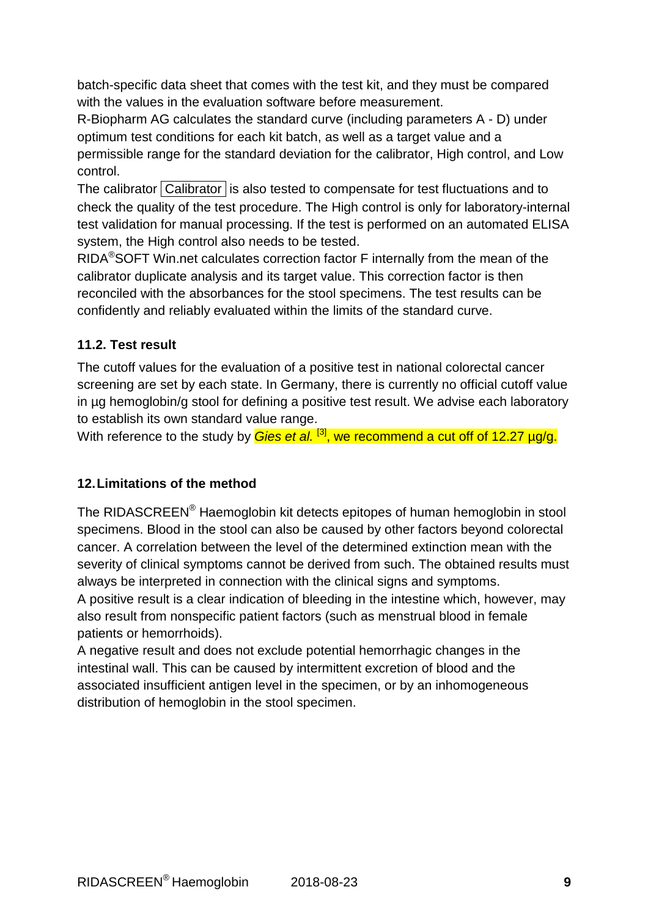batch-specific data sheet that comes with the test kit, and they must be compared with the values in the evaluation software before measurement.

R-Biopharm AG calculates the standard curve (including parameters A - D) under optimum test conditions for each kit batch, as well as a target value and a permissible range for the standard deviation for the calibrator, High control, and Low control.

The calibrator Calibrator is also tested to compensate for test fluctuations and to check the quality of the test procedure. The High control is only for laboratory-internal test validation for manual processing. If the test is performed on an automated ELISA system, the High control also needs to be tested.

RIDA®SOFT Win.net calculates correction factor F internally from the mean of the calibrator duplicate analysis and its target value. This correction factor is then reconciled with the absorbances for the stool specimens. The test results can be confidently and reliably evaluated within the limits of the standard curve.

### 11.2. Test result

The cutoff values for the evaluation of a positive test in national colorectal cancer screening are set by each state. In Germany, there is currently no official cutoff value in µg hemoglobin/g stool for defining a positive test result. We advise each laboratory to establish its own standard value range.

With reference to the study by *Gies et al.* [3], we recommend a cut off of 12.27 µg/g.

## 12. Limitations of the method

The RIDASCREEN® Haemoglobin kit detects epitopes of human hemoglobin in stool specimens. Blood in the stool can also be caused by other factors beyond colorectal cancer. A correlation between the level of the determined extinction mean with the severity of clinical symptoms cannot be derived from such. The obtained results must always be interpreted in connection with the clinical signs and symptoms.

A positive result is a clear indication of bleeding in the intestine which, however, may also result from nonspecific patient factors (such as menstrual blood in female patients or hemorrhoids).

A negative result and does not exclude potential hemorrhagic changes in the intestinal wall. This can be caused by intermittent excretion of blood and the associated insufficient antigen level in the specimen, or by an inhomogeneous distribution of hemoglobin in the stool specimen.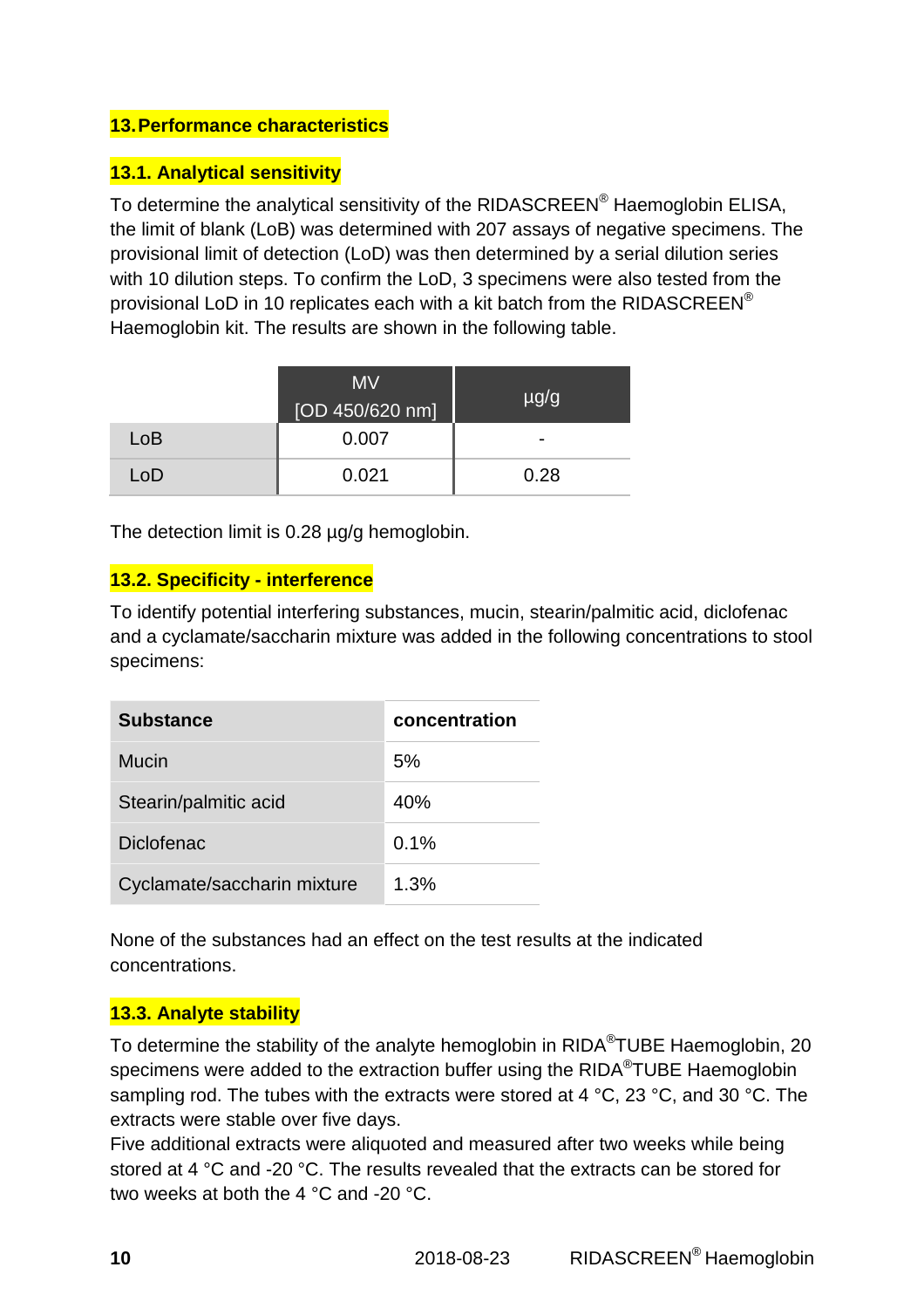## 13. Performance characteristics

### 13.1. Analytical sensitivity

To determine the analytical sensitivity of the RIDASCREEN® Haemoglobin ELISA, the limit of blank (LoB) was determined with 207 assays of negative specimens. The provisional limit of detection (LoD) was then determined by a serial dilution series with 10 dilution steps. To confirm the LoD, 3 specimens were also tested from the provisional LoD in 10 replicates each with a kit batch from the RIDASCREEN® Haemoglobin kit. The results are shown in the following table.

| | MV [OD 450/620 nm] | µg/g |
|---|---|---|
| LoB | 0.007 | - |
| LoD | 0.021 | 0.28 |

The detection limit is 0.28 µg/g hemoglobin.

### 13.2. Specificity - interference

To identify potential interfering substances, mucin, stearin/palmitic acid, diclofenac and a cyclamate/saccharin mixture was added in the following concentrations to stool specimens:

| **Substance** | **concentration** |
|---|---|
| Mucin | 5% |
| Stearin/palmitic acid | 40% |
| Diclofenac | 0.1% |
| Cyclamate/saccharin mixture | 1.3% |

None of the substances had an effect on the test results at the indicated concentrations.

### 13.3. Analyte stability

To determine the stability of the analyte hemoglobin in RIDA®TUBE Haemoglobin, 20 specimens were added to the extraction buffer using the RIDA®TUBE Haemoglobin sampling rod. The tubes with the extracts were stored at 4 °C, 23 °C, and 30 °C. The extracts were stable over five days.
Five additional extracts were aliquoted and measured after two weeks while being stored at 4 °C and -20 °C. The results revealed that the extracts can be stored for two weeks at both the 4 °C and -20 °C.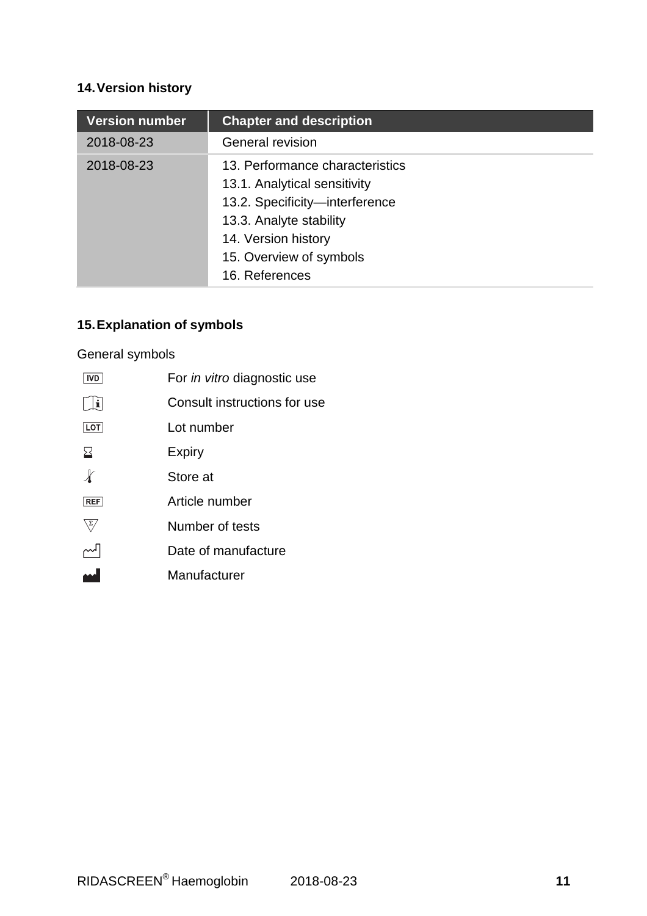## 14. Version history

| Version number | Chapter and description |
| --- | --- |
| 2018-08-23 | General revision |
| 2018-08-23 | 13. Performance characteristics<br>13.1. Analytical sensitivity<br>13.2. Specificity—interference<br>13.3. Analyte stability<br>14. Version history<br>15. Overview of symbols<br>16. References |

## 15. Explanation of symbols

General symbols

| Symbol | Meaning |
| --- | --- |
| IVD | For *in vitro* diagnostic use |
| i | Consult instructions for use |
| LOT | Lot number |
| ⧖ | Expiry |
| 🌡 | Store at |
| REF | Article number |
| Σ | Number of tests |
| 〜 | Date of manufacture |
| 🏭 | Manufacturer |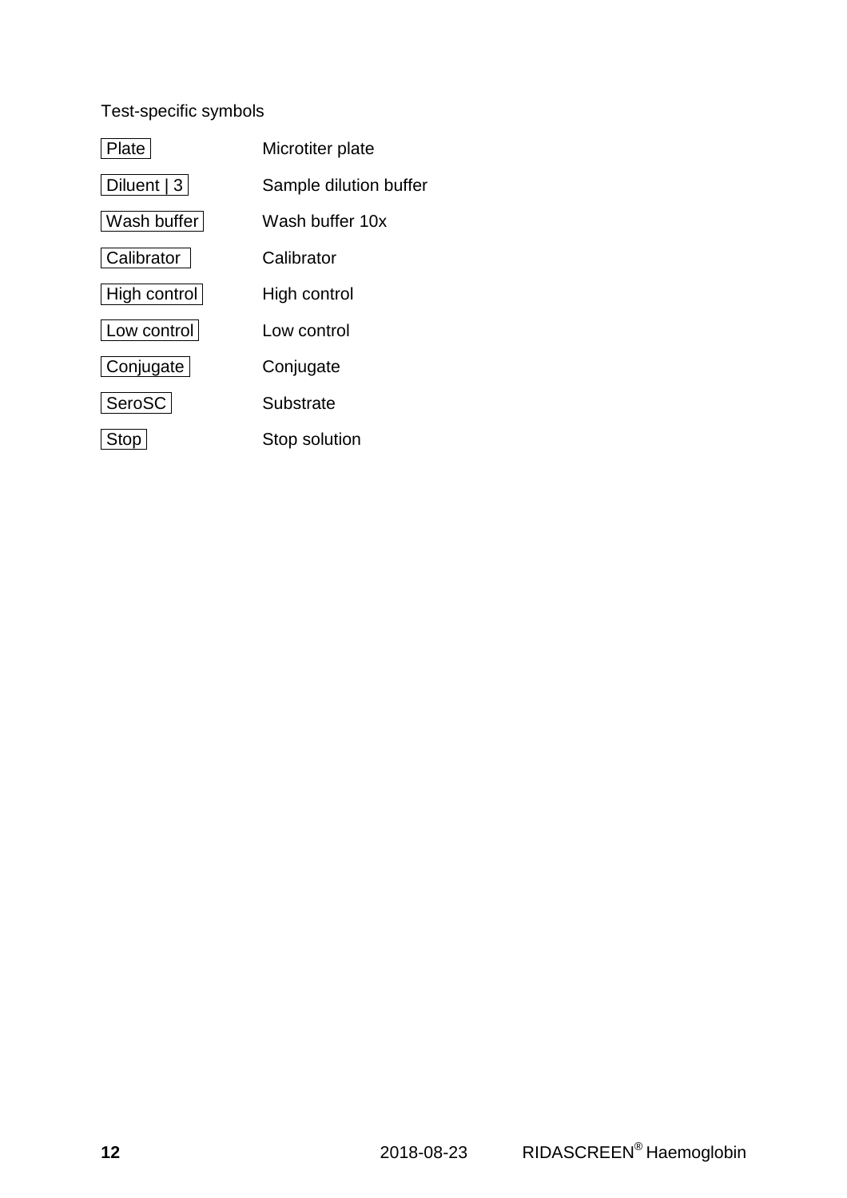Test-specific symbols

| Symbol | Meaning |
| --- | --- |
| Plate | Microtiter plate |
| Diluent \| 3 | Sample dilution buffer |
| Wash buffer | Wash buffer 10x |
| Calibrator | Calibrator |
| High control | High control |
| Low control | Low control |
| Conjugate | Conjugate |
| SeroSC | Substrate |
| Stop | Stop solution |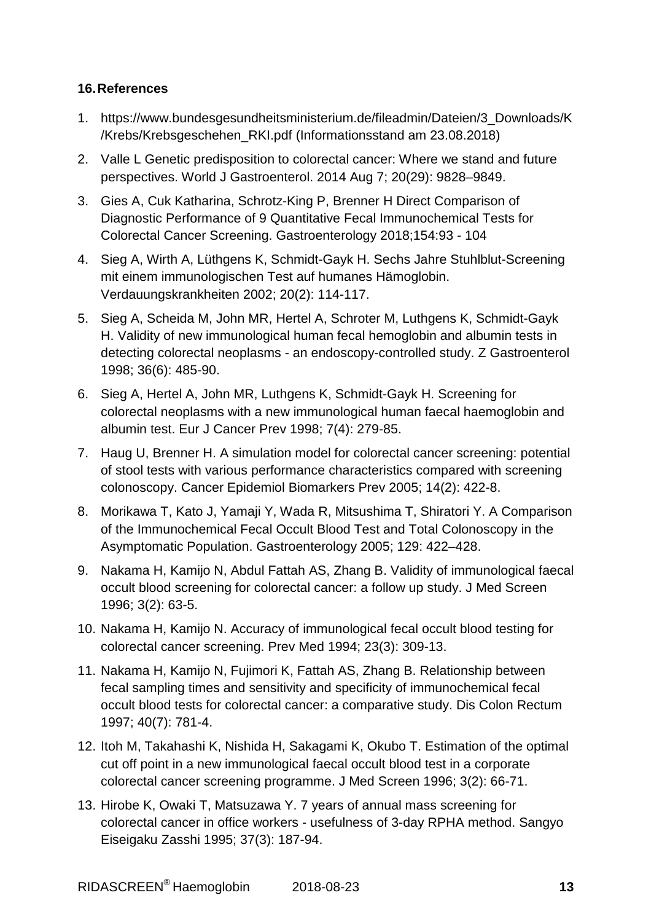## 16. References

1. https://www.bundesgesundheitsministerium.de/fileadmin/Dateien/3_Downloads/K/Krebs/Krebsgeschehen_RKI.pdf (Informationsstand am 23.08.2018)
2. Valle L Genetic predisposition to colorectal cancer: Where we stand and future perspectives. World J Gastroenterol. 2014 Aug 7; 20(29): 9828–9849.
3. Gies A, Cuk Katharina, Schrotz-King P, Brenner H Direct Comparison of Diagnostic Performance of 9 Quantitative Fecal Immunochemical Tests for Colorectal Cancer Screening. Gastroenterology 2018;154:93 - 104
4. Sieg A, Wirth A, Lüthgens K, Schmidt-Gayk H. Sechs Jahre Stuhlblut-Screening mit einem immunologischen Test auf humanes Hämoglobin. Verdauungskrankheiten 2002; 20(2): 114-117.
5. Sieg A, Scheida M, John MR, Hertel A, Schroter M, Luthgens K, Schmidt-Gayk H. Validity of new immunological human fecal hemoglobin and albumin tests in detecting colorectal neoplasms - an endoscopy-controlled study. Z Gastroenterol 1998; 36(6): 485-90.
6. Sieg A, Hertel A, John MR, Luthgens K, Schmidt-Gayk H. Screening for colorectal neoplasms with a new immunological human faecal haemoglobin and albumin test. Eur J Cancer Prev 1998; 7(4): 279-85.
7. Haug U, Brenner H. A simulation model for colorectal cancer screening: potential of stool tests with various performance characteristics compared with screening colonoscopy. Cancer Epidemiol Biomarkers Prev 2005; 14(2): 422-8.
8. Morikawa T, Kato J, Yamaji Y, Wada R, Mitsushima T, Shiratori Y. A Comparison of the Immunochemical Fecal Occult Blood Test and Total Colonoscopy in the Asymptomatic Population. Gastroenterology 2005; 129: 422–428.
9. Nakama H, Kamijo N, Abdul Fattah AS, Zhang B. Validity of immunological faecal occult blood screening for colorectal cancer: a follow up study. J Med Screen 1996; 3(2): 63-5.
10. Nakama H, Kamijo N. Accuracy of immunological fecal occult blood testing for colorectal cancer screening. Prev Med 1994; 23(3): 309-13.
11. Nakama H, Kamijo N, Fujimori K, Fattah AS, Zhang B. Relationship between fecal sampling times and sensitivity and specificity of immunochemical fecal occult blood tests for colorectal cancer: a comparative study. Dis Colon Rectum 1997; 40(7): 781-4.
12. Itoh M, Takahashi K, Nishida H, Sakagami K, Okubo T. Estimation of the optimal cut off point in a new immunological faecal occult blood test in a corporate colorectal cancer screening programme. J Med Screen 1996; 3(2): 66-71.
13. Hirobe K, Owaki T, Matsuzawa Y. 7 years of annual mass screening for colorectal cancer in office workers - usefulness of 3-day RPHA method. Sangyo Eiseigaku Zasshi 1995; 37(3): 187-94.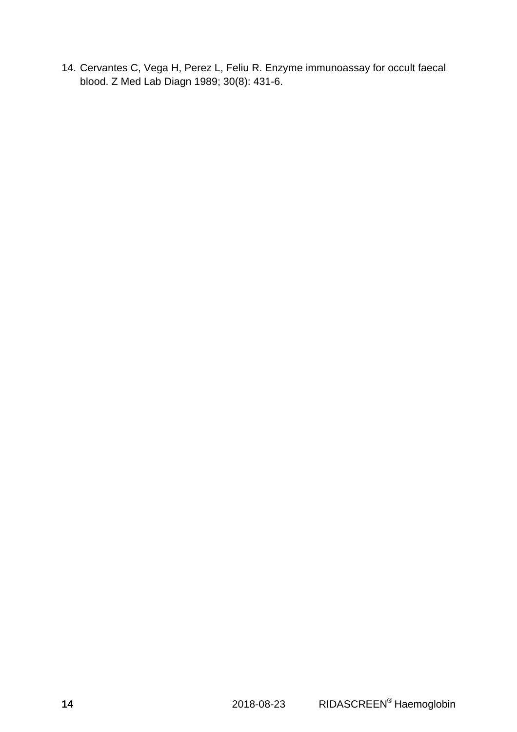14. Cervantes C, Vega H, Perez L, Feliu R. Enzyme immunoassay for occult faecal blood. Z Med Lab Diagn 1989; 30(8): 431-6.